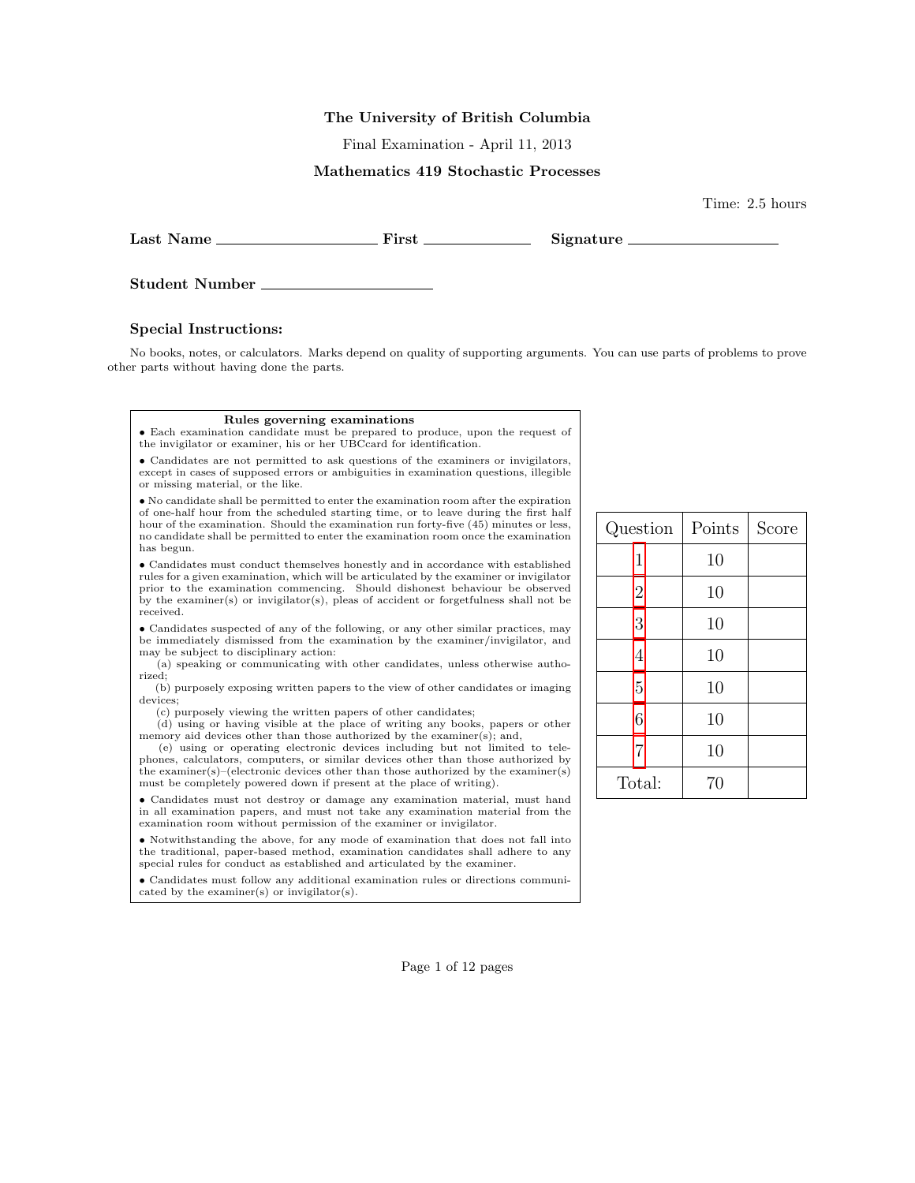**The University of British Columbia**

Final Examination - April 11, 2013

**Mathematics 419 Stochastic Processes**

Time: 2.5 hours

**Last Name** ____________________ **First** _____________ **Signature** ___________________

**Student Number** ______________________

### Special Instructions:

No books, notes, or calculators. Marks depend on quality of supporting arguments. You can use parts of problems to prove other parts without having done the parts.

**Rules governing examinations**

- Each examination candidate must be prepared to produce, upon the request of the invigilator or examiner, his or her UBCcard for identification.
- Candidates are not permitted to ask questions of the examiners or invigilators, except in cases of supposed errors or ambiguities in examination questions, illegible or missing material, or the like.
- No candidate shall be permitted to enter the examination room after the expiration of one-half hour from the scheduled starting time, or to leave during the first half hour of the examination. Should the examination run forty-five (45) minutes or less, no candidate shall be permitted to enter the examination room once the examination has begun.
- Candidates must conduct themselves honestly and in accordance with established rules for a given examination, which will be articulated by the examiner or invigilator prior to the examination commencing. Should dishonest behaviour be observed by the examiner(s) or invigilator(s), pleas of accident or forgetfulness shall not be received.
- Candidates suspected of any of the following, or any other similar practices, may be immediately dismissed from the examination by the examiner/invigilator, and may be subject to disciplinary action:
  - (a) speaking or communicating with other candidates, unless otherwise authorized;
  - (b) purposely exposing written papers to the view of other candidates or imaging devices;
  - (c) purposely viewing the written papers of other candidates;
  - (d) using or having visible at the place of writing any books, papers or other memory aid devices other than those authorized by the examiner(s); and,
  - (e) using or operating electronic devices including but not limited to telephones, calculators, computers, or similar devices other than those authorized by the examiner(s)–(electronic devices other than those authorized by the examiner(s) must be completely powered down if present at the place of writing).
- Candidates must not destroy or damage any examination material, must hand in all examination papers, and must not take any examination material from the examination room without permission of the examiner or invigilator.
- Notwithstanding the above, for any mode of examination that does not fall into the traditional, paper-based method, examination candidates shall adhere to any special rules for conduct as established and articulated by the examiner.
- Candidates must follow any additional examination rules or directions communicated by the examiner(s) or invigilator(s).

| Question | Points | Score |
|---|---|---|
| 1 | 10 | |
| 2 | 10 | |
| 3 | 10 | |
| 4 | 10 | |
| 5 | 10 | |
| 6 | 10 | |
| 7 | 10 | |
| Total: | 70 | |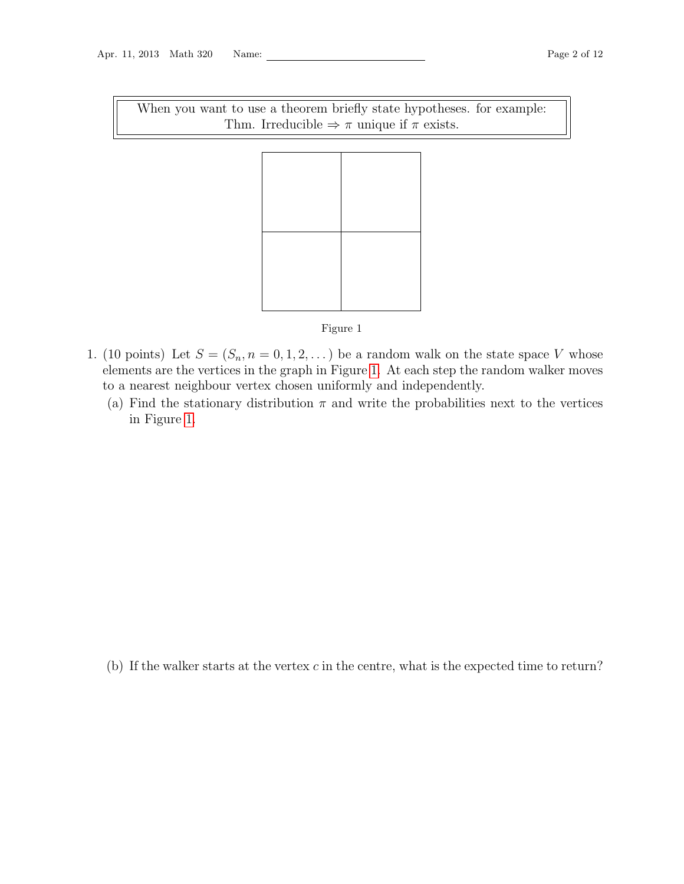When you want to use a theorem briefly state hypotheses. for example:
Thm. Irreducible $\Rightarrow \pi$ unique if $\pi$ exists.

Figure 1

1. (10 points) Let $S = (S_n, n = 0, 1, 2, \dots)$ be a random walk on the state space $V$ whose elements are the vertices in the graph in Figure 1. At each step the random walker moves to a nearest neighbour vertex chosen uniformly and independently.

   (a) Find the stationary distribution $\pi$ and write the probabilities next to the vertices in Figure 1.

   (b) If the walker starts at the vertex $c$ in the centre, what is the expected time to return?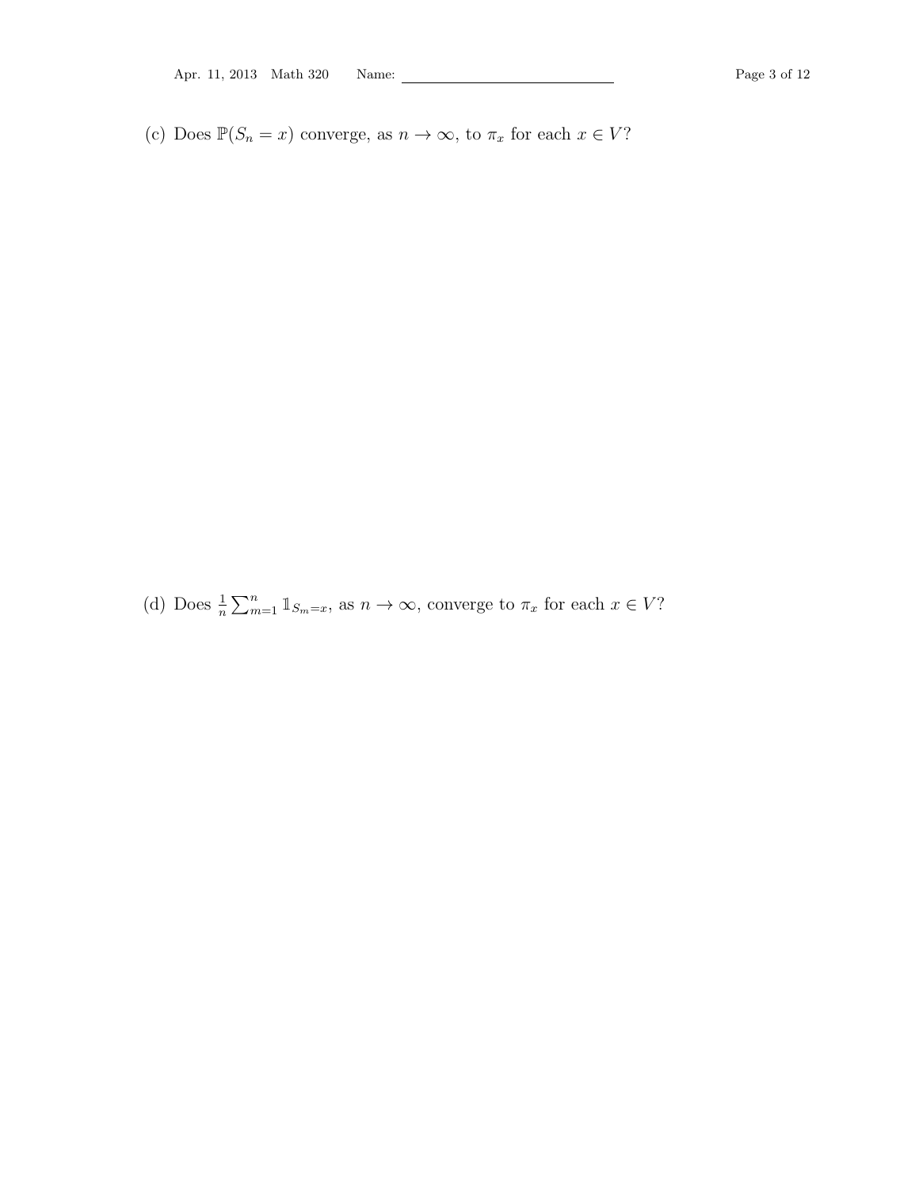(c) Does $\mathbb{P}(S_n = x)$ converge, as $n \to \infty$, to $\pi_x$ for each $x \in V$?

(d) Does $\frac{1}{n} \sum_{m=1}^{n} \mathbb{1}_{S_m = x}$, as $n \to \infty$, converge to $\pi_x$ for each $x \in V$?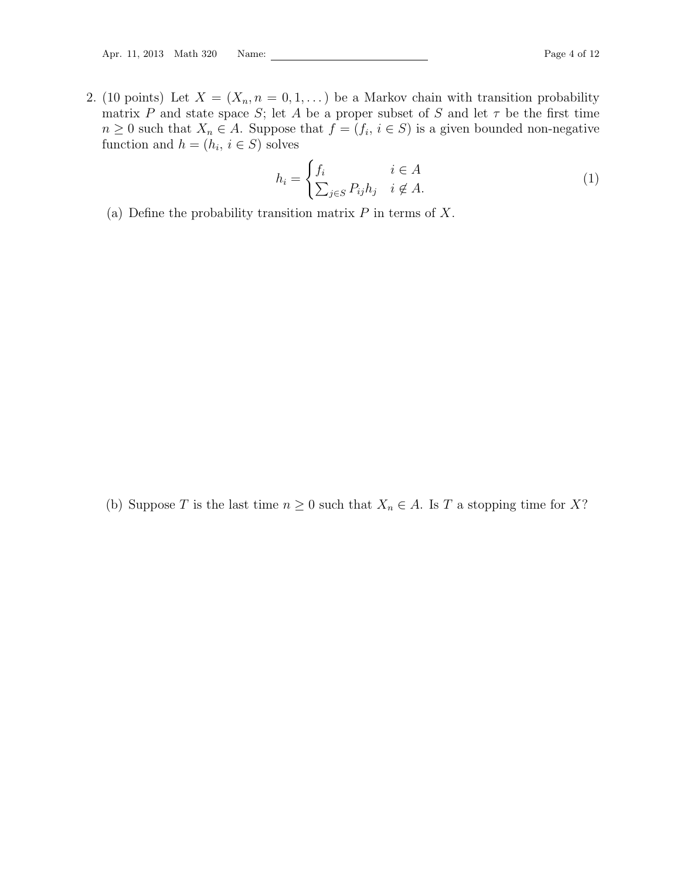2. (10 points) Let $X = (X_n, n = 0, 1, \dots)$ be a Markov chain with transition probability matrix $P$ and state space $S$; let $A$ be a proper subset of $S$ and let $\tau$ be the first time $n \geq 0$ such that $X_n \in A$. Suppose that $f = (f_i,\, i \in S)$ is a given bounded non-negative function and $h = (h_i,\, i \in S)$ solves

$$h_i = \begin{cases} f_i & i \in A \\ \sum_{j \in S} P_{ij} h_j & i \notin A. \end{cases} \tag{1}$$

(a) Define the probability transition matrix $P$ in terms of $X$.

(b) Suppose $T$ is the last time $n \geq 0$ such that $X_n \in A$. Is $T$ a stopping time for $X$?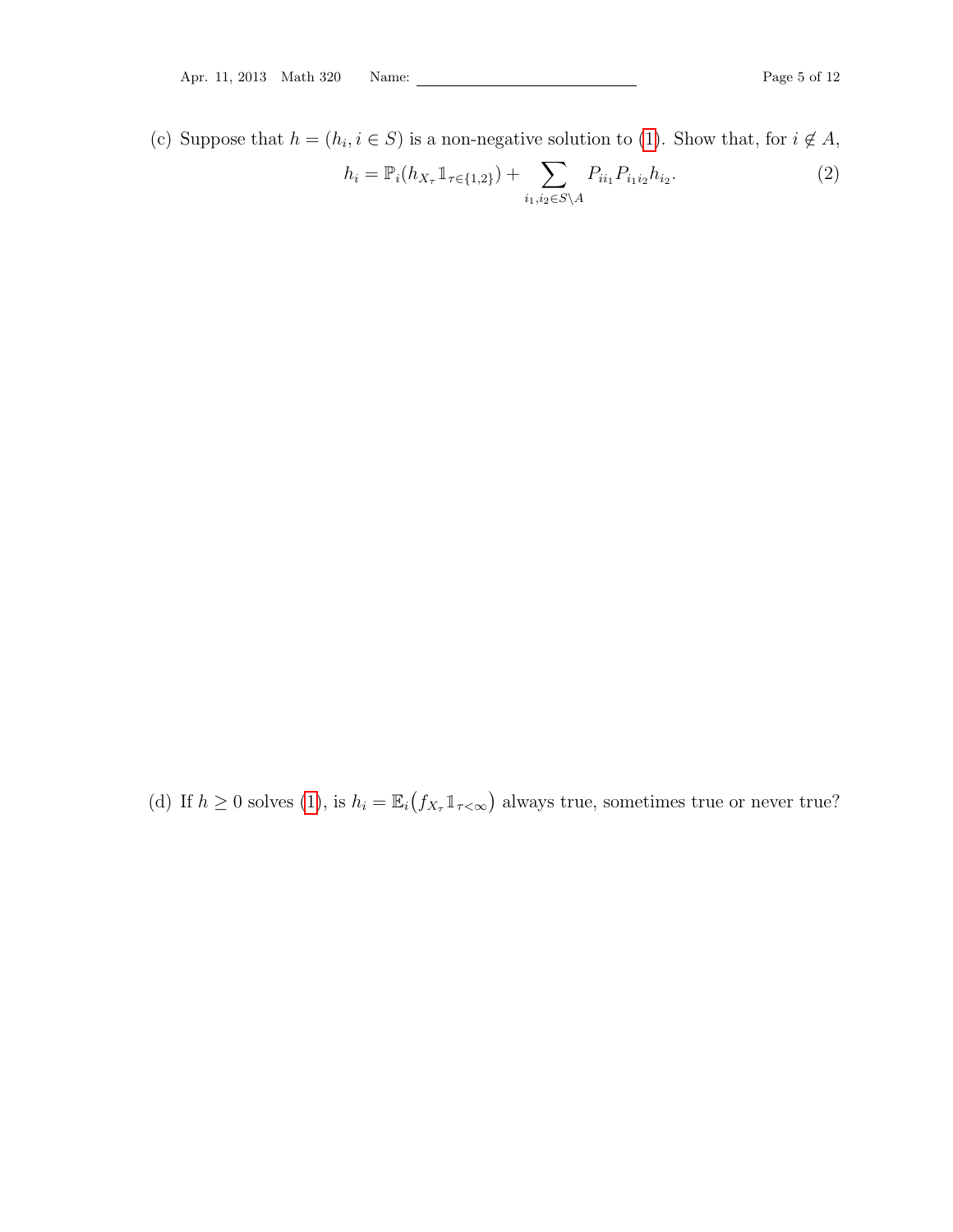(c) Suppose that $h = (h_i, i \in S)$ is a non-negative solution to (1). Show that, for $i \notin A$,

$$h_i = \mathbb{P}_i(h_{X_\tau} \mathbb{1}_{\tau \in \{1,2\}}) + \sum_{i_1, i_2 \in S \setminus A} P_{ii_1} P_{i_1 i_2} h_{i_2}. \tag{2}$$

(d) If $h \geq 0$ solves (1), is $h_i = \mathbb{E}_i\big(f_{X_\tau} \mathbb{1}_{\tau < \infty}\big)$ always true, sometimes true or never true?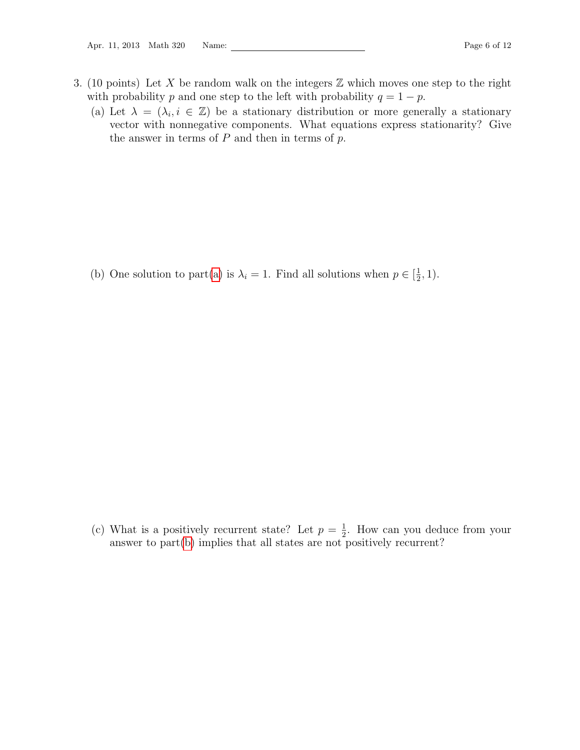3. (10 points) Let $X$ be random walk on the integers $\mathbb{Z}$ which moves one step to the right with probability $p$ and one step to the left with probability $q = 1 - p$.

   (a) Let $\lambda = (\lambda_i, i \in \mathbb{Z})$ be a stationary distribution or more generally a stationary vector with nonnegative components. What equations express stationarity? Give the answer in terms of $P$ and then in terms of $p$.

   (b) One solution to part(a) is $\lambda_i = 1$. Find all solutions when $p \in [\frac{1}{2}, 1)$.

   (c) What is a positively recurrent state? Let $p = \frac{1}{2}$. How can you deduce from your answer to part(b) implies that all states are not positively recurrent?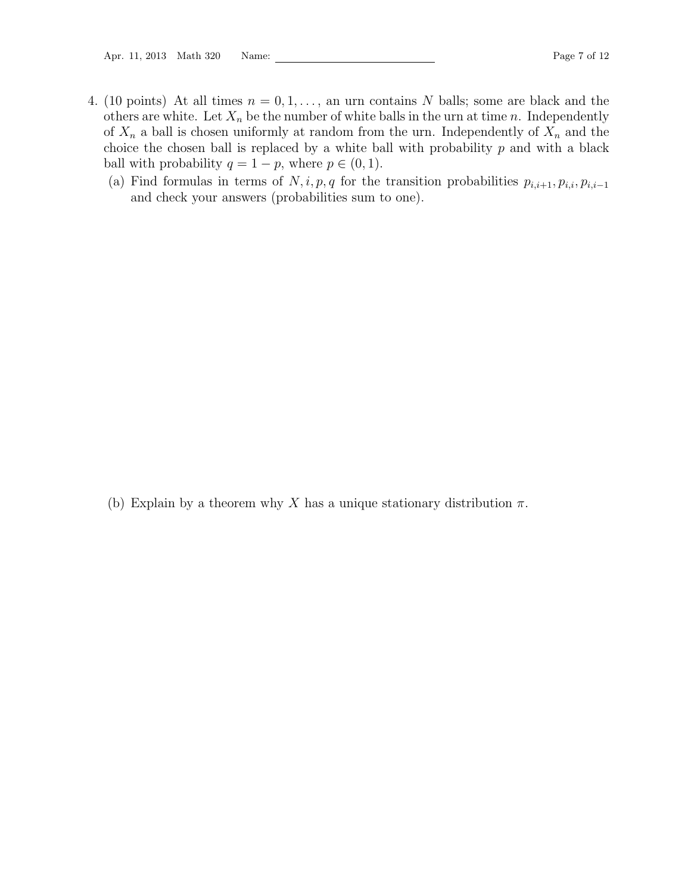4. (10 points) At all times $n = 0, 1, \ldots$, an urn contains $N$ balls; some are black and the others are white. Let $X_n$ be the number of white balls in the urn at time $n$. Independently of $X_n$ a ball is chosen uniformly at random from the urn. Independently of $X_n$ and the choice the chosen ball is replaced by a white ball with probability $p$ and with a black ball with probability $q = 1 - p$, where $p \in (0, 1)$.

   (a) Find formulas in terms of $N, i, p, q$ for the transition probabilities $p_{i,i+1}, p_{i,i}, p_{i,i-1}$ and check your answers (probabilities sum to one).

   (b) Explain by a theorem why $X$ has a unique stationary distribution $\pi$.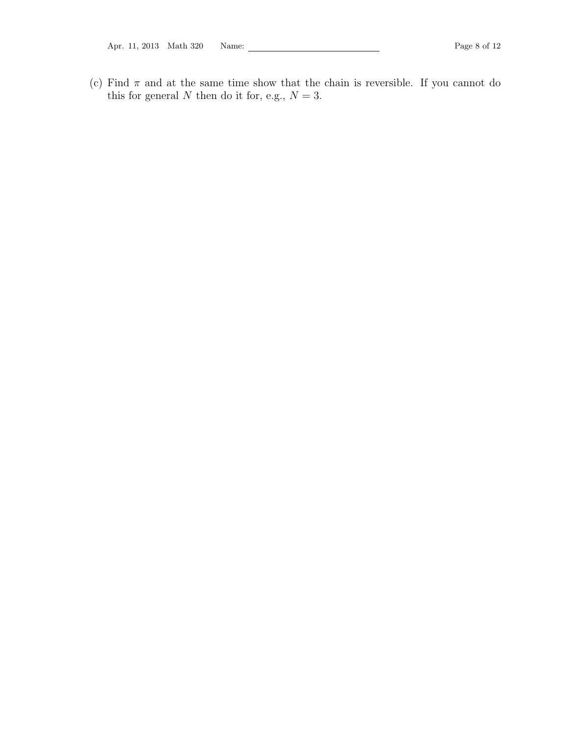(c) Find $\pi$ and at the same time show that the chain is reversible. If you cannot do this for general $N$ then do it for, e.g., $N = 3$.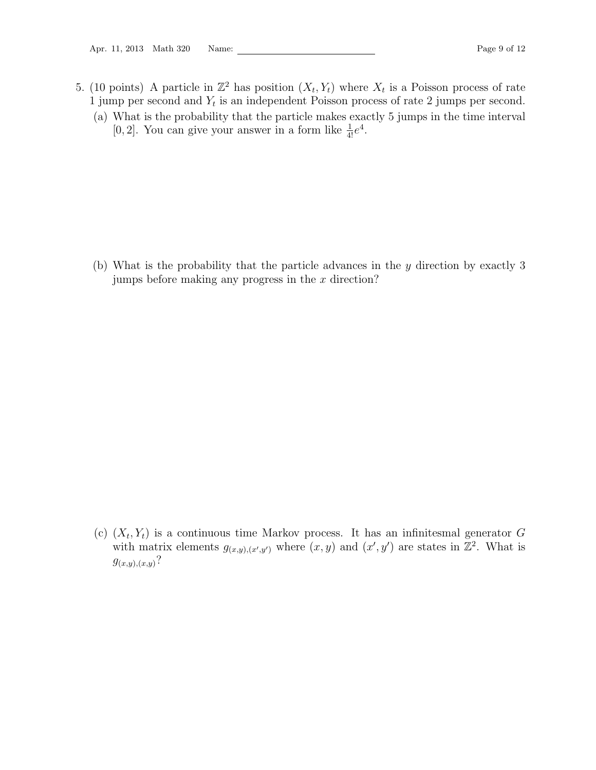5. (10 points) A particle in $\mathbb{Z}^2$ has position $(X_t, Y_t)$ where $X_t$ is a Poisson process of rate 1 jump per second and $Y_t$ is an independent Poisson process of rate 2 jumps per second.

   (a) What is the probability that the particle makes exactly 5 jumps in the time interval $[0, 2]$. You can give your answer in a form like $\frac{1}{4!}e^4$.

   (b) What is the probability that the particle advances in the $y$ direction by exactly 3 jumps before making any progress in the $x$ direction?

   (c) $(X_t, Y_t)$ is a continuous time Markov process. It has an infinitesmal generator $G$ with matrix elements $g_{(x,y),(x',y')}$ where $(x, y)$ and $(x', y')$ are states in $\mathbb{Z}^2$. What is $g_{(x,y),(x,y)}$?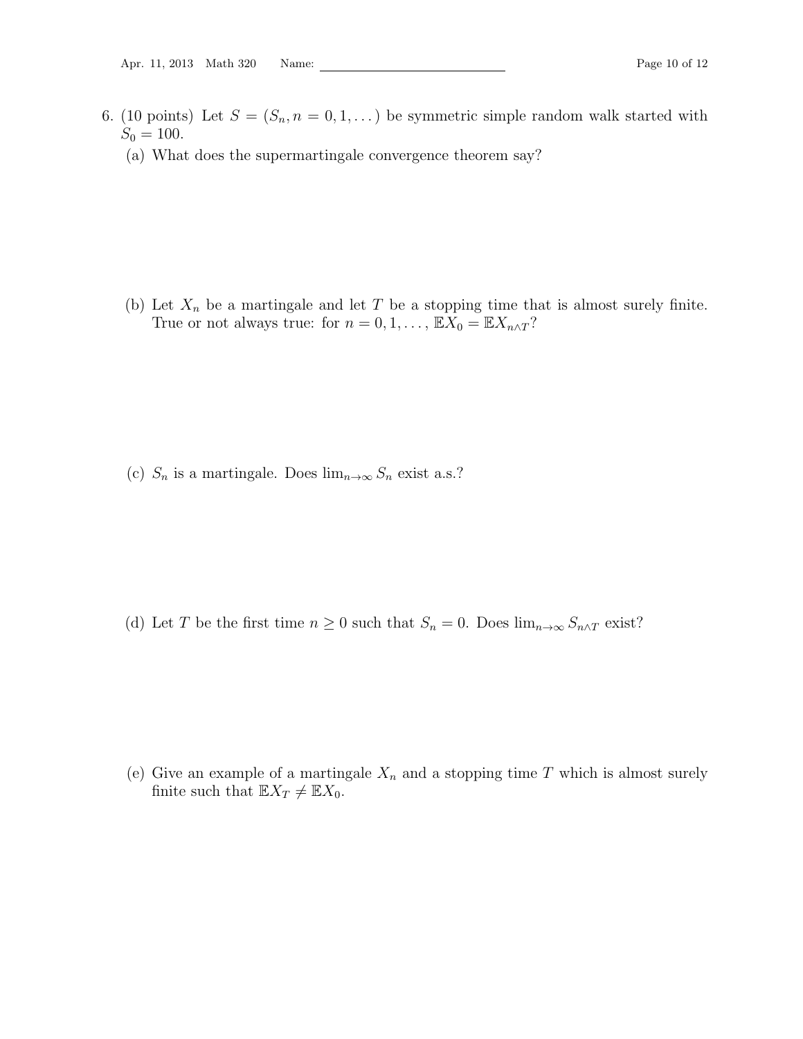6. (10 points) Let $S = (S_n, n = 0, 1, \dots)$ be symmetric simple random walk started with $S_0 = 100$.

   (a) What does the supermartingale convergence theorem say?

   (b) Let $X_n$ be a martingale and let $T$ be a stopping time that is almost surely finite. True or not always true: for $n = 0, 1, \dots$, $\mathbb{E}X_0 = \mathbb{E}X_{n \wedge T}$?

   (c) $S_n$ is a martingale. Does $\lim_{n\to\infty} S_n$ exist a.s.?

   (d) Let $T$ be the first time $n \geq 0$ such that $S_n = 0$. Does $\lim_{n\to\infty} S_{n\wedge T}$ exist?

   (e) Give an example of a martingale $X_n$ and a stopping time $T$ which is almost surely finite such that $\mathbb{E}X_T \neq \mathbb{E}X_0$.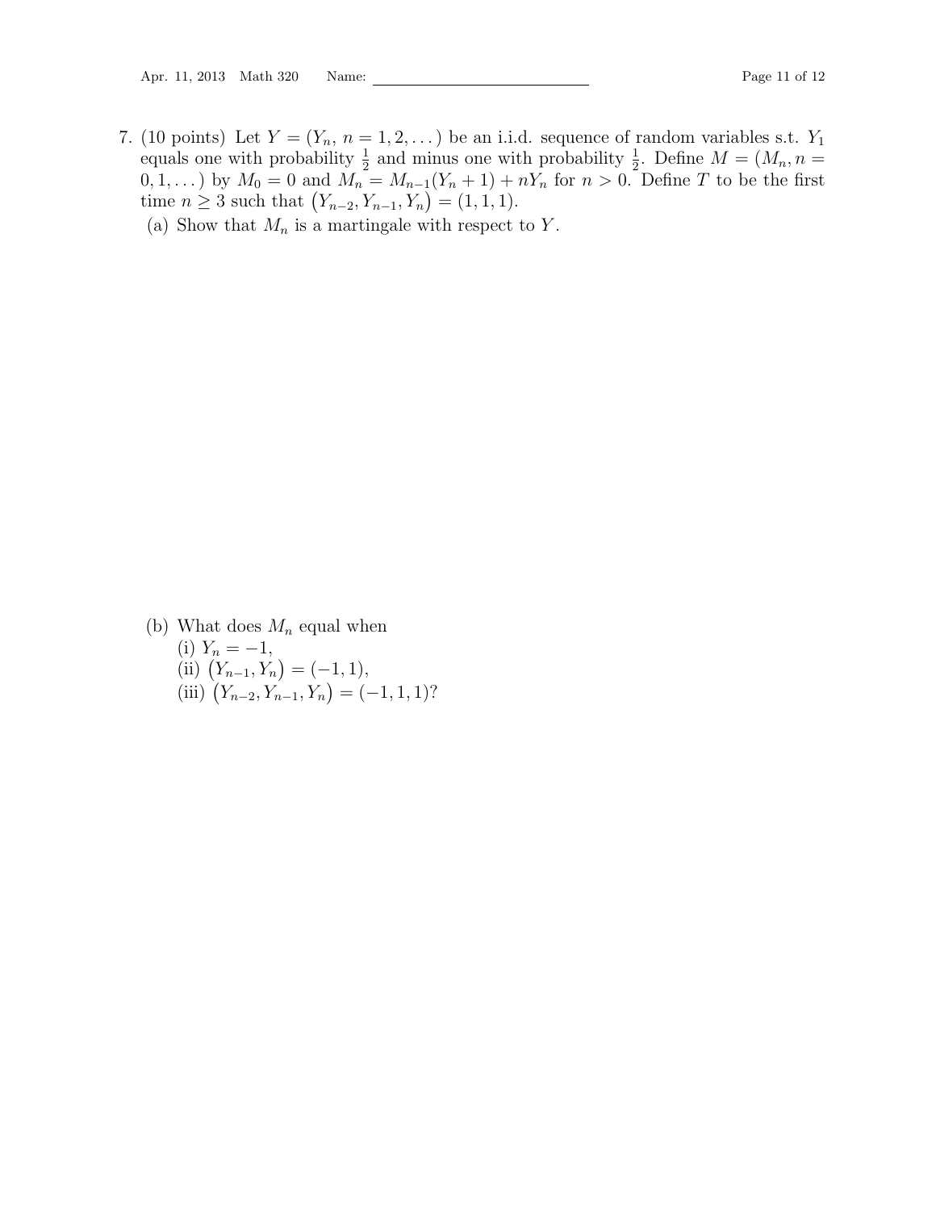7. (10 points) Let $Y = (Y_n,\ n = 1, 2, \dots)$ be an i.i.d. sequence of random variables s.t. $Y_1$ equals one with probability $\frac{1}{2}$ and minus one with probability $\frac{1}{2}$. Define $M = (M_n, n = 0, 1, \dots)$ by $M_0 = 0$ and $M_n = M_{n-1}(Y_n + 1) + nY_n$ for $n > 0$. Define $T$ to be the first time $n \geq 3$ such that $\big(Y_{n-2}, Y_{n-1}, Y_n\big) = (1, 1, 1)$.

   (a) Show that $M_n$ is a martingale with respect to $Y$.

   (b) What does $M_n$ equal when
   
   (i) $Y_n = -1$,
   
   (ii) $\big(Y_{n-1}, Y_n\big) = (-1, 1)$,
   
   (iii) $\big(Y_{n-2}, Y_{n-1}, Y_n\big) = (-1, 1, 1)$?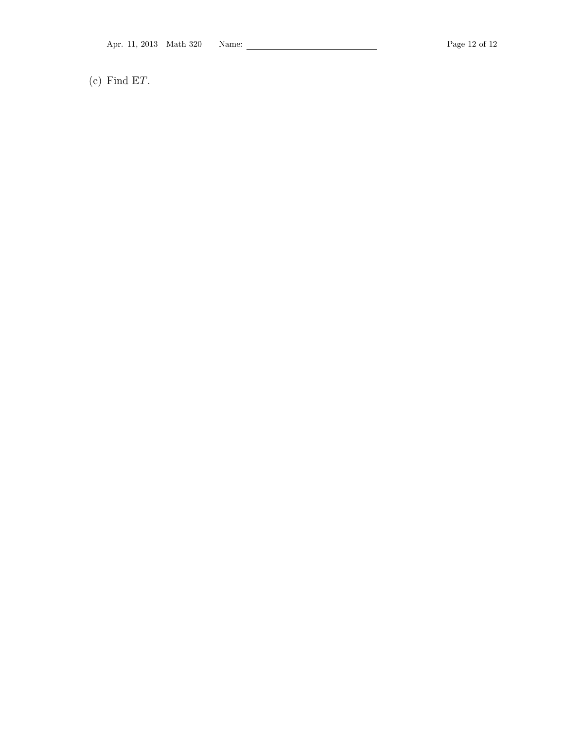(c) Find $\mathbb{E}T$.